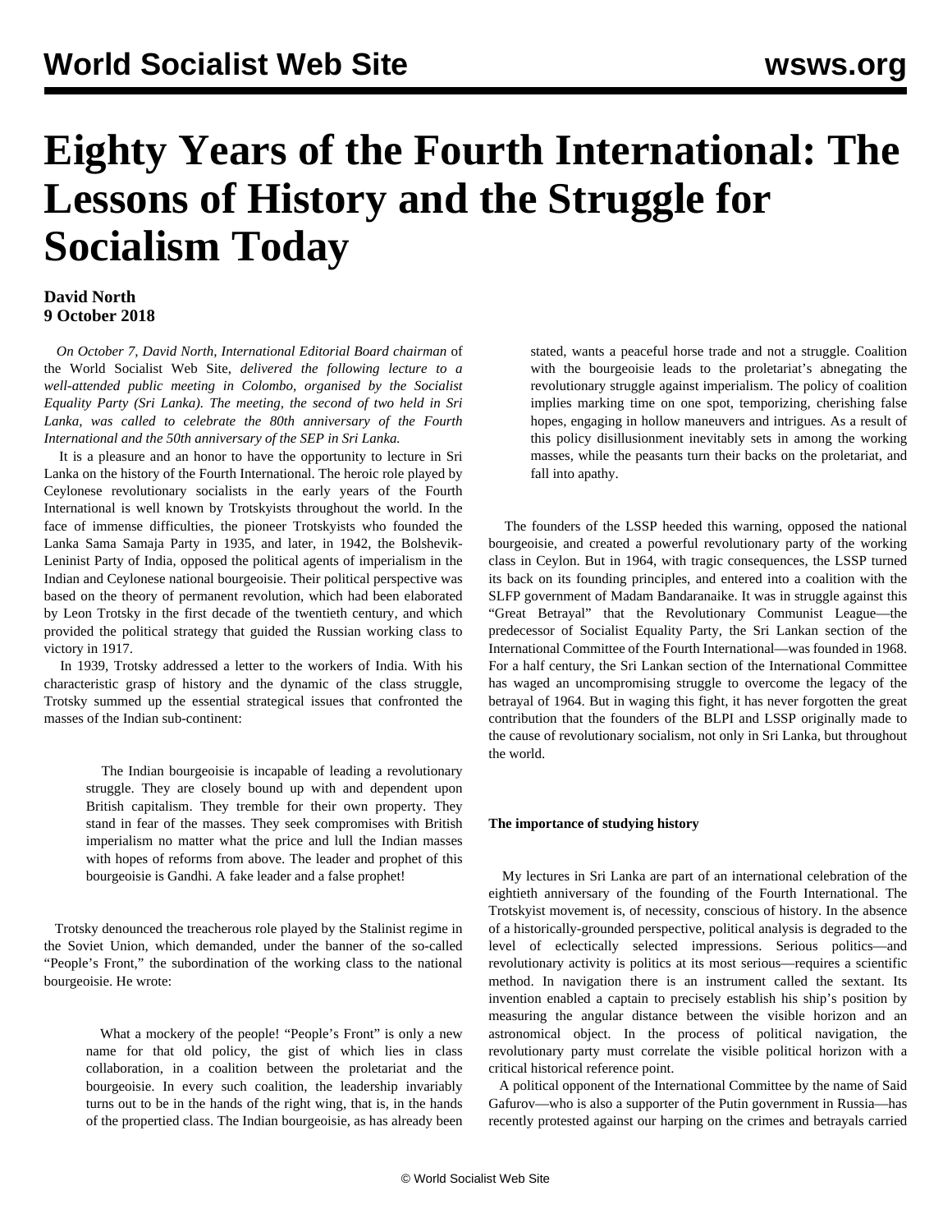# Eighty Years of the Fourth International: The Lessons of History and the Struggle for Socialism Today

**David North**
**9 October 2018**

*On October 7, David North, International Editorial Board chairman* of the World Socialist Web Site, *delivered the following lecture to a well-attended public meeting in Colombo, organised by the Socialist Equality Party (Sri Lanka). The meeting, the second of two held in Sri Lanka, was called to celebrate the 80th anniversary of the Fourth International and the 50th anniversary of the SEP in Sri Lanka.*

It is a pleasure and an honor to have the opportunity to lecture in Sri Lanka on the history of the Fourth International. The heroic role played by Ceylonese revolutionary socialists in the early years of the Fourth International is well known by Trotskyists throughout the world. In the face of immense difficulties, the pioneer Trotskyists who founded the Lanka Sama Samaja Party in 1935, and later, in 1942, the Bolshevik-Leninist Party of India, opposed the political agents of imperialism in the Indian and Ceylonese national bourgeoisie. Their political perspective was based on the theory of permanent revolution, which had been elaborated by Leon Trotsky in the first decade of the twentieth century, and which provided the political strategy that guided the Russian working class to victory in 1917.

In 1939, Trotsky addressed a letter to the workers of India. With his characteristic grasp of history and the dynamic of the class struggle, Trotsky summed up the essential strategical issues that confronted the masses of the Indian sub-continent:

> The Indian bourgeoisie is incapable of leading a revolutionary struggle. They are closely bound up with and dependent upon British capitalism. They tremble for their own property. They stand in fear of the masses. They seek compromises with British imperialism no matter what the price and lull the Indian masses with hopes of reforms from above. The leader and prophet of this bourgeoisie is Gandhi. A fake leader and a false prophet!

Trotsky denounced the treacherous role played by the Stalinist regime in the Soviet Union, which demanded, under the banner of the so-called "People's Front," the subordination of the working class to the national bourgeoisie. He wrote:

> What a mockery of the people! "People's Front" is only a new name for that old policy, the gist of which lies in class collaboration, in a coalition between the proletariat and the bourgeoisie. In every such coalition, the leadership invariably turns out to be in the hands of the right wing, that is, in the hands of the propertied class. The Indian bourgeoisie, as has already been stated, wants a peaceful horse trade and not a struggle. Coalition with the bourgeoisie leads to the proletariat's abnegating the revolutionary struggle against imperialism. The policy of coalition implies marking time on one spot, temporizing, cherishing false hopes, engaging in hollow maneuvers and intrigues. As a result of this policy disillusionment inevitably sets in among the working masses, while the peasants turn their backs on the proletariat, and fall into apathy.

The founders of the LSSP heeded this warning, opposed the national bourgeoisie, and created a powerful revolutionary party of the working class in Ceylon. But in 1964, with tragic consequences, the LSSP turned its back on its founding principles, and entered into a coalition with the SLFP government of Madam Bandaranaike. It was in struggle against this "Great Betrayal" that the Revolutionary Communist League—the predecessor of Socialist Equality Party, the Sri Lankan section of the International Committee of the Fourth International—was founded in 1968. For a half century, the Sri Lankan section of the International Committee has waged an uncompromising struggle to overcome the legacy of the betrayal of 1964. But in waging this fight, it has never forgotten the great contribution that the founders of the BLPI and LSSP originally made to the cause of revolutionary socialism, not only in Sri Lanka, but throughout the world.

**The importance of studying history**

My lectures in Sri Lanka are part of an international celebration of the eightieth anniversary of the founding of the Fourth International. The Trotskyist movement is, of necessity, conscious of history. In the absence of a historically-grounded perspective, political analysis is degraded to the level of eclectically selected impressions. Serious politics—and revolutionary activity is politics at its most serious—requires a scientific method. In navigation there is an instrument called the sextant. Its invention enabled a captain to precisely establish his ship's position by measuring the angular distance between the visible horizon and an astronomical object. In the process of political navigation, the revolutionary party must correlate the visible political horizon with a critical historical reference point.

A political opponent of the International Committee by the name of Said Gafurov—who is also a supporter of the Putin government in Russia—has recently protested against our harping on the crimes and betrayals carried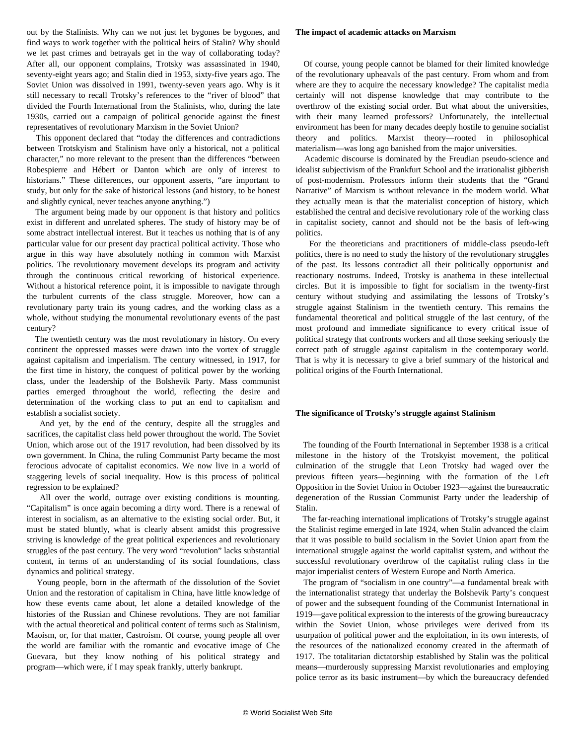out by the Stalinists. Why can we not just let bygones be bygones, and find ways to work together with the political heirs of Stalin? Why should we let past crimes and betrayals get in the way of collaborating today? After all, our opponent complains, Trotsky was assassinated in 1940, seventy-eight years ago; and Stalin died in 1953, sixty-five years ago. The Soviet Union was dissolved in 1991, twenty-seven years ago. Why is it still necessary to recall Trotsky's references to the "river of blood" that divided the Fourth International from the Stalinists, who, during the late 1930s, carried out a campaign of political genocide against the finest representatives of revolutionary Marxism in the Soviet Union?

This opponent declared that "today the differences and contradictions between Trotskyism and Stalinism have only a historical, not a political character," no more relevant to the present than the differences "between Robespierre and Hébert or Danton which are only of interest to historians." These differences, our opponent asserts, "are important to study, but only for the sake of historical lessons (and history, to be honest and slightly cynical, never teaches anyone anything.")

The argument being made by our opponent is that history and politics exist in different and unrelated spheres. The study of history may be of some abstract intellectual interest. But it teaches us nothing that is of any particular value for our present day practical political activity. Those who argue in this way have absolutely nothing in common with Marxist politics. The revolutionary movement develops its program and activity through the continuous critical reworking of historical experience. Without a historical reference point, it is impossible to navigate through the turbulent currents of the class struggle. Moreover, how can a revolutionary party train its young cadres, and the working class as a whole, without studying the monumental revolutionary events of the past century?

The twentieth century was the most revolutionary in history. On every continent the oppressed masses were drawn into the vortex of struggle against capitalism and imperialism. The century witnessed, in 1917, for the first time in history, the conquest of political power by the working class, under the leadership of the Bolshevik Party. Mass communist parties emerged throughout the world, reflecting the desire and determination of the working class to put an end to capitalism and establish a socialist society.

And yet, by the end of the century, despite all the struggles and sacrifices, the capitalist class held power throughout the world. The Soviet Union, which arose out of the 1917 revolution, had been dissolved by its own government. In China, the ruling Communist Party became the most ferocious advocate of capitalist economics. We now live in a world of staggering levels of social inequality. How is this process of political regression to be explained?

All over the world, outrage over existing conditions is mounting. "Capitalism" is once again becoming a dirty word. There is a renewal of interest in socialism, as an alternative to the existing social order. But, it must be stated bluntly, what is clearly absent amidst this progressive striving is knowledge of the great political experiences and revolutionary struggles of the past century. The very word "revolution" lacks substantial content, in terms of an understanding of its social foundations, class dynamics and political strategy.

Young people, born in the aftermath of the dissolution of the Soviet Union and the restoration of capitalism in China, have little knowledge of how these events came about, let alone a detailed knowledge of the histories of the Russian and Chinese revolutions. They are not familiar with the actual theoretical and political content of terms such as Stalinism, Maoism, or, for that matter, Castroism. Of course, young people all over the world are familiar with the romantic and evocative image of Che Guevara, but they know nothing of his political strategy and program—which were, if I may speak frankly, utterly bankrupt.

**The impact of academic attacks on Marxism**

Of course, young people cannot be blamed for their limited knowledge of the revolutionary upheavals of the past century. From whom and from where are they to acquire the necessary knowledge? The capitalist media certainly will not dispense knowledge that may contribute to the overthrow of the existing social order. But what about the universities, with their many learned professors? Unfortunately, the intellectual environment has been for many decades deeply hostile to genuine socialist theory and politics. Marxist theory—rooted in philosophical materialism—was long ago banished from the major universities.

Academic discourse is dominated by the Freudian pseudo-science and idealist subjectivism of the Frankfurt School and the irrationalist gibberish of post-modernism. Professors inform their students that the "Grand Narrative" of Marxism is without relevance in the modern world. What they actually mean is that the materialist conception of history, which established the central and decisive revolutionary role of the working class in capitalist society, cannot and should not be the basis of left-wing politics.

For the theoreticians and practitioners of middle-class pseudo-left politics, there is no need to study the history of the revolutionary struggles of the past. Its lessons contradict all their politically opportunist and reactionary nostrums. Indeed, Trotsky is anathema in these intellectual circles. But it is impossible to fight for socialism in the twenty-first century without studying and assimilating the lessons of Trotsky's struggle against Stalinism in the twentieth century. This remains the fundamental theoretical and political struggle of the last century, of the most profound and immediate significance to every critical issue of political strategy that confronts workers and all those seeking seriously the correct path of struggle against capitalism in the contemporary world. That is why it is necessary to give a brief summary of the historical and political origins of the Fourth International.

**The significance of Trotsky's struggle against Stalinism**

The founding of the Fourth International in September 1938 is a critical milestone in the history of the Trotskyist movement, the political culmination of the struggle that Leon Trotsky had waged over the previous fifteen years—beginning with the formation of the Left Opposition in the Soviet Union in October 1923—against the bureaucratic degeneration of the Russian Communist Party under the leadership of Stalin.

The far-reaching international implications of Trotsky's struggle against the Stalinist regime emerged in late 1924, when Stalin advanced the claim that it was possible to build socialism in the Soviet Union apart from the international struggle against the world capitalist system, and without the successful revolutionary overthrow of the capitalist ruling class in the major imperialist centers of Western Europe and North America.

The program of "socialism in one country"—a fundamental break with the internationalist strategy that underlay the Bolshevik Party's conquest of power and the subsequent founding of the Communist International in 1919—gave political expression to the interests of the growing bureaucracy within the Soviet Union, whose privileges were derived from its usurpation of political power and the exploitation, in its own interests, of the resources of the nationalized economy created in the aftermath of 1917. The totalitarian dictatorship established by Stalin was the political means—murderously suppressing Marxist revolutionaries and employing police terror as its basic instrument—by which the bureaucracy defended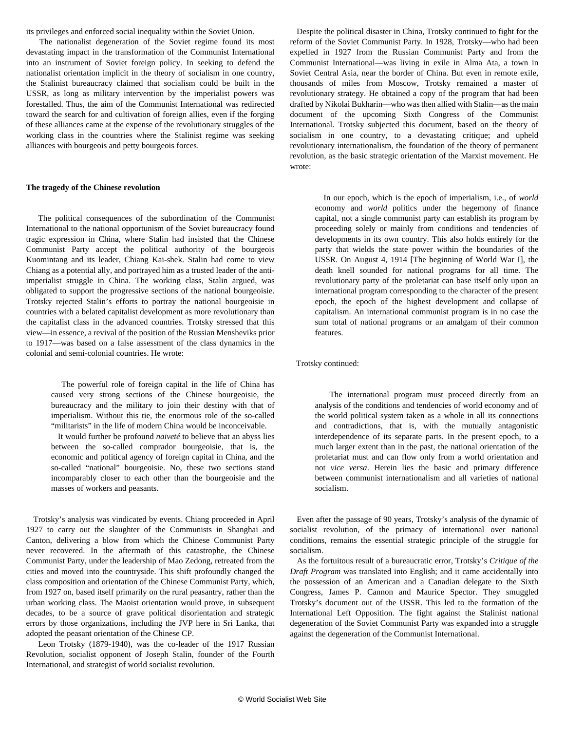its privileges and enforced social inequality within the Soviet Union.

The nationalist degeneration of the Soviet regime found its most devastating impact in the transformation of the Communist International into an instrument of Soviet foreign policy. In seeking to defend the nationalist orientation implicit in the theory of socialism in one country, the Stalinist bureaucracy claimed that socialism could be built in the USSR, as long as military intervention by the imperialist powers was forestalled. Thus, the aim of the Communist International was redirected toward the search for and cultivation of foreign allies, even if the forging of these alliances came at the expense of the revolutionary struggles of the working class in the countries where the Stalinist regime was seeking alliances with bourgeois and petty bourgeois forces.

**The tragedy of the Chinese revolution**

The political consequences of the subordination of the Communist International to the national opportunism of the Soviet bureaucracy found tragic expression in China, where Stalin had insisted that the Chinese Communist Party accept the political authority of the bourgeois Kuomintang and its leader, Chiang Kai-shek. Stalin had come to view Chiang as a potential ally, and portrayed him as a trusted leader of the anti-imperialist struggle in China. The working class, Stalin argued, was obligated to support the progressive sections of the national bourgeoisie. Trotsky rejected Stalin's efforts to portray the national bourgeoisie in countries with a belated capitalist development as more revolutionary than the capitalist class in the advanced countries. Trotsky stressed that this view—in essence, a revival of the position of the Russian Mensheviks prior to 1917—was based on a false assessment of the class dynamics in the colonial and semi-colonial countries. He wrote:

> The powerful role of foreign capital in the life of China has caused very strong sections of the Chinese bourgeoisie, the bureaucracy and the military to join their destiny with that of imperialism. Without this tie, the enormous role of the so-called "militarists" in the life of modern China would be inconceivable.
>
> It would further be profound *naiveté* to believe that an abyss lies between the so-called comprador bourgeoisie, that is, the economic and political agency of foreign capital in China, and the so-called "national" bourgeoisie. No, these two sections stand incomparably closer to each other than the bourgeoisie and the masses of workers and peasants.

Trotsky's analysis was vindicated by events. Chiang proceeded in April 1927 to carry out the slaughter of the Communists in Shanghai and Canton, delivering a blow from which the Chinese Communist Party never recovered. In the aftermath of this catastrophe, the Chinese Communist Party, under the leadership of Mao Zedong, retreated from the cities and moved into the countryside. This shift profoundly changed the class composition and orientation of the Chinese Communist Party, which, from 1927 on, based itself primarily on the rural peasantry, rather than the urban working class. The Maoist orientation would prove, in subsequent decades, to be a source of grave political disorientation and strategic errors by those organizations, including the JVP here in Sri Lanka, that adopted the peasant orientation of the Chinese CP.

Leon Trotsky (1879-1940), was the co-leader of the 1917 Russian Revolution, socialist opponent of Joseph Stalin, founder of the Fourth International, and strategist of world socialist revolution.

Despite the political disaster in China, Trotsky continued to fight for the reform of the Soviet Communist Party. In 1928, Trotsky—who had been expelled in 1927 from the Russian Communist Party and from the Communist International—was living in exile in Alma Ata, a town in Soviet Central Asia, near the border of China. But even in remote exile, thousands of miles from Moscow, Trotsky remained a master of revolutionary strategy. He obtained a copy of the program that had been drafted by Nikolai Bukharin—who was then allied with Stalin—as the main document of the upcoming Sixth Congress of the Communist International. Trotsky subjected this document, based on the theory of socialism in one country, to a devastating critique; and upheld revolutionary internationalism, the foundation of the theory of permanent revolution, as the basic strategic orientation of the Marxist movement. He wrote:

> In our epoch, which is the epoch of imperialism, i.e., of *world* economy and *world* politics under the hegemony of finance capital, not a single communist party can establish its program by proceeding solely or mainly from conditions and tendencies of developments in its own country. This also holds entirely for the party that wields the state power within the boundaries of the USSR. On August 4, 1914 [The beginning of World War I], the death knell sounded for national programs for all time. The revolutionary party of the proletariat can base itself only upon an international program corresponding to the character of the present epoch, the epoch of the highest development and collapse of capitalism. An international communist program is in no case the sum total of national programs or an amalgam of their common features.

Trotsky continued:

> The international program must proceed directly from an analysis of the conditions and tendencies of world economy and of the world political system taken as a whole in all its connections and contradictions, that is, with the mutually antagonistic interdependence of its separate parts. In the present epoch, to a much larger extent than in the past, the national orientation of the proletariat must and can flow only from a world orientation and not *vice versa*. Herein lies the basic and primary difference between communist internationalism and all varieties of national socialism.

Even after the passage of 90 years, Trotsky's analysis of the dynamic of socialist revolution, of the primacy of international over national conditions, remains the essential strategic principle of the struggle for socialism.

As the fortuitous result of a bureaucratic error, Trotsky's *Critique of the Draft Program* was translated into English; and it came accidentally into the possession of an American and a Canadian delegate to the Sixth Congress, James P. Cannon and Maurice Spector. They smuggled Trotsky's document out of the USSR. This led to the formation of the International Left Opposition. The fight against the Stalinist national degeneration of the Soviet Communist Party was expanded into a struggle against the degeneration of the Communist International.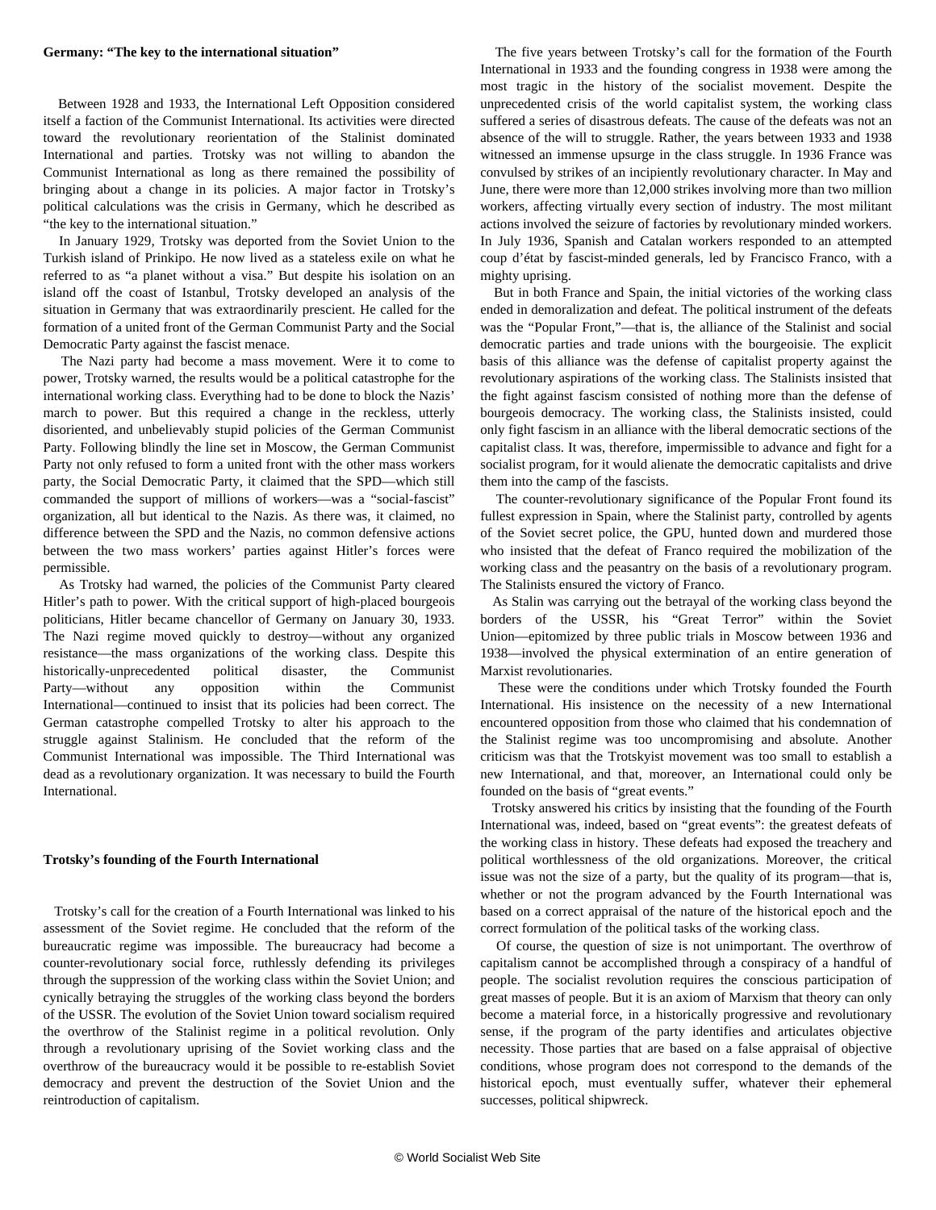### Germany: “The key to the international situation”

Between 1928 and 1933, the International Left Opposition considered itself a faction of the Communist International. Its activities were directed toward the revolutionary reorientation of the Stalinist dominated International and parties. Trotsky was not willing to abandon the Communist International as long as there remained the possibility of bringing about a change in its policies. A major factor in Trotsky’s political calculations was the crisis in Germany, which he described as “the key to the international situation.”

In January 1929, Trotsky was deported from the Soviet Union to the Turkish island of Prinkipo. He now lived as a stateless exile on what he referred to as “a planet without a visa.” But despite his isolation on an island off the coast of Istanbul, Trotsky developed an analysis of the situation in Germany that was extraordinarily prescient. He called for the formation of a united front of the German Communist Party and the Social Democratic Party against the fascist menace.

The Nazi party had become a mass movement. Were it to come to power, Trotsky warned, the results would be a political catastrophe for the international working class. Everything had to be done to block the Nazis’ march to power. But this required a change in the reckless, utterly disoriented, and unbelievably stupid policies of the German Communist Party. Following blindly the line set in Moscow, the German Communist Party not only refused to form a united front with the other mass workers party, the Social Democratic Party, it claimed that the SPD—which still commanded the support of millions of workers—was a “social-fascist” organization, all but identical to the Nazis. As there was, it claimed, no difference between the SPD and the Nazis, no common defensive actions between the two mass workers’ parties against Hitler’s forces were permissible.

As Trotsky had warned, the policies of the Communist Party cleared Hitler’s path to power. With the critical support of high-placed bourgeois politicians, Hitler became chancellor of Germany on January 30, 1933. The Nazi regime moved quickly to destroy—without any organized resistance—the mass organizations of the working class. Despite this historically-unprecedented political disaster, the Communist Party—without any opposition within the Communist International—continued to insist that its policies had been correct. The German catastrophe compelled Trotsky to alter his approach to the struggle against Stalinism. He concluded that the reform of the Communist International was impossible. The Third International was dead as a revolutionary organization. It was necessary to build the Fourth International.

### Trotsky’s founding of the Fourth International

Trotsky’s call for the creation of a Fourth International was linked to his assessment of the Soviet regime. He concluded that the reform of the bureaucratic regime was impossible. The bureaucracy had become a counter-revolutionary social force, ruthlessly defending its privileges through the suppression of the working class within the Soviet Union; and cynically betraying the struggles of the working class beyond the borders of the USSR. The evolution of the Soviet Union toward socialism required the overthrow of the Stalinist regime in a political revolution. Only through a revolutionary uprising of the Soviet working class and the overthrow of the bureaucracy would it be possible to re-establish Soviet democracy and prevent the destruction of the Soviet Union and the reintroduction of capitalism.

The five years between Trotsky’s call for the formation of the Fourth International in 1933 and the founding congress in 1938 were among the most tragic in the history of the socialist movement. Despite the unprecedented crisis of the world capitalist system, the working class suffered a series of disastrous defeats. The cause of the defeats was not an absence of the will to struggle. Rather, the years between 1933 and 1938 witnessed an immense upsurge in the class struggle. In 1936 France was convulsed by strikes of an incipiently revolutionary character. In May and June, there were more than 12,000 strikes involving more than two million workers, affecting virtually every section of industry. The most militant actions involved the seizure of factories by revolutionary minded workers. In July 1936, Spanish and Catalan workers responded to an attempted coup d’état by fascist-minded generals, led by Francisco Franco, with a mighty uprising.

But in both France and Spain, the initial victories of the working class ended in demoralization and defeat. The political instrument of the defeats was the “Popular Front,”—that is, the alliance of the Stalinist and social democratic parties and trade unions with the bourgeoisie. The explicit basis of this alliance was the defense of capitalist property against the revolutionary aspirations of the working class. The Stalinists insisted that the fight against fascism consisted of nothing more than the defense of bourgeois democracy. The working class, the Stalinists insisted, could only fight fascism in an alliance with the liberal democratic sections of the capitalist class. It was, therefore, impermissible to advance and fight for a socialist program, for it would alienate the democratic capitalists and drive them into the camp of the fascists.

The counter-revolutionary significance of the Popular Front found its fullest expression in Spain, where the Stalinist party, controlled by agents of the Soviet secret police, the GPU, hunted down and murdered those who insisted that the defeat of Franco required the mobilization of the working class and the peasantry on the basis of a revolutionary program. The Stalinists ensured the victory of Franco.

As Stalin was carrying out the betrayal of the working class beyond the borders of the USSR, his “Great Terror” within the Soviet Union—epitomized by three public trials in Moscow between 1936 and 1938—involved the physical extermination of an entire generation of Marxist revolutionaries.

These were the conditions under which Trotsky founded the Fourth International. His insistence on the necessity of a new International encountered opposition from those who claimed that his condemnation of the Stalinist regime was too uncompromising and absolute. Another criticism was that the Trotskyist movement was too small to establish a new International, and that, moreover, an International could only be founded on the basis of “great events.”

Trotsky answered his critics by insisting that the founding of the Fourth International was, indeed, based on “great events”: the greatest defeats of the working class in history. These defeats had exposed the treachery and political worthlessness of the old organizations. Moreover, the critical issue was not the size of a party, but the quality of its program—that is, whether or not the program advanced by the Fourth International was based on a correct appraisal of the nature of the historical epoch and the correct formulation of the political tasks of the working class.

Of course, the question of size is not unimportant. The overthrow of capitalism cannot be accomplished through a conspiracy of a handful of people. The socialist revolution requires the conscious participation of great masses of people. But it is an axiom of Marxism that theory can only become a material force, in a historically progressive and revolutionary sense, if the program of the party identifies and articulates objective necessity. Those parties that are based on a false appraisal of objective conditions, whose program does not correspond to the demands of the historical epoch, must eventually suffer, whatever their ephemeral successes, political shipwreck.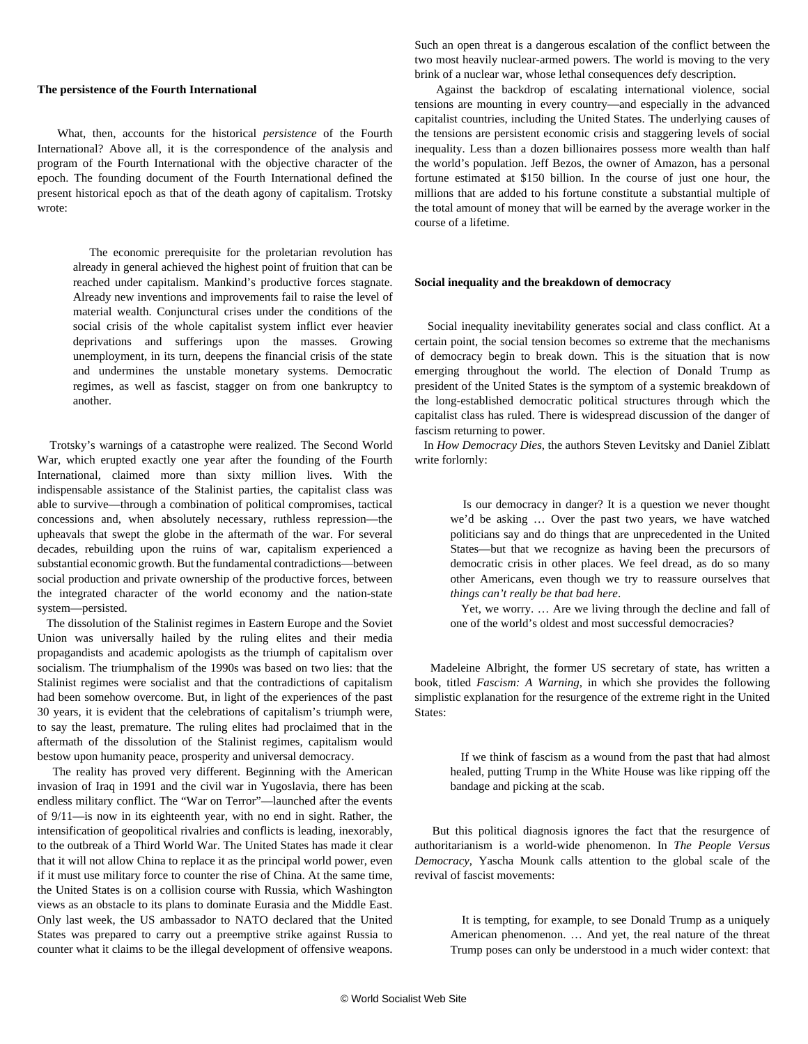### The persistence of the Fourth International

What, then, accounts for the historical *persistence* of the Fourth International? Above all, it is the correspondence of the analysis and program of the Fourth International with the objective character of the epoch. The founding document of the Fourth International defined the present historical epoch as that of the death agony of capitalism. Trotsky wrote:

> The economic prerequisite for the proletarian revolution has already in general achieved the highest point of fruition that can be reached under capitalism. Mankind's productive forces stagnate. Already new inventions and improvements fail to raise the level of material wealth. Conjunctural crises under the conditions of the social crisis of the whole capitalist system inflict ever heavier deprivations and sufferings upon the masses. Growing unemployment, in its turn, deepens the financial crisis of the state and undermines the unstable monetary systems. Democratic regimes, as well as fascist, stagger on from one bankruptcy to another.

Trotsky's warnings of a catastrophe were realized. The Second World War, which erupted exactly one year after the founding of the Fourth International, claimed more than sixty million lives. With the indispensable assistance of the Stalinist parties, the capitalist class was able to survive—through a combination of political compromises, tactical concessions and, when absolutely necessary, ruthless repression—the upheavals that swept the globe in the aftermath of the war. For several decades, rebuilding upon the ruins of war, capitalism experienced a substantial economic growth. But the fundamental contradictions—between social production and private ownership of the productive forces, between the integrated character of the world economy and the nation-state system—persisted.

The dissolution of the Stalinist regimes in Eastern Europe and the Soviet Union was universally hailed by the ruling elites and their media propagandists and academic apologists as the triumph of capitalism over socialism. The triumphalism of the 1990s was based on two lies: that the Stalinist regimes were socialist and that the contradictions of capitalism had been somehow overcome. But, in light of the experiences of the past 30 years, it is evident that the celebrations of capitalism's triumph were, to say the least, premature. The ruling elites had proclaimed that in the aftermath of the dissolution of the Stalinist regimes, capitalism would bestow upon humanity peace, prosperity and universal democracy.

The reality has proved very different. Beginning with the American invasion of Iraq in 1991 and the civil war in Yugoslavia, there has been endless military conflict. The "War on Terror"—launched after the events of 9/11—is now in its eighteenth year, with no end in sight. Rather, the intensification of geopolitical rivalries and conflicts is leading, inexorably, to the outbreak of a Third World War. The United States has made it clear that it will not allow China to replace it as the principal world power, even if it must use military force to counter the rise of China. At the same time, the United States is on a collision course with Russia, which Washington views as an obstacle to its plans to dominate Eurasia and the Middle East. Only last week, the US ambassador to NATO declared that the United States was prepared to carry out a preemptive strike against Russia to counter what it claims to be the illegal development of offensive weapons. Such an open threat is a dangerous escalation of the conflict between the two most heavily nuclear-armed powers. The world is moving to the very brink of a nuclear war, whose lethal consequences defy description.

Against the backdrop of escalating international violence, social tensions are mounting in every country—and especially in the advanced capitalist countries, including the United States. The underlying causes of the tensions are persistent economic crisis and staggering levels of social inequality. Less than a dozen billionaires possess more wealth than half the world's population. Jeff Bezos, the owner of Amazon, has a personal fortune estimated at $150 billion. In the course of just one hour, the millions that are added to his fortune constitute a substantial multiple of the total amount of money that will be earned by the average worker in the course of a lifetime.

### Social inequality and the breakdown of democracy

Social inequality inevitability generates social and class conflict. At a certain point, the social tension becomes so extreme that the mechanisms of democracy begin to break down. This is the situation that is now emerging throughout the world. The election of Donald Trump as president of the United States is the symptom of a systemic breakdown of the long-established democratic political structures through which the capitalist class has ruled. There is widespread discussion of the danger of fascism returning to power.

In *How Democracy Dies*, the authors Steven Levitsky and Daniel Ziblatt write forlornly:

> Is our democracy in danger? It is a question we never thought we'd be asking … Over the past two years, we have watched politicians say and do things that are unprecedented in the United States—but that we recognize as having been the precursors of democratic crisis in other places. We feel dread, as do so many other Americans, even though we try to reassure ourselves that *things can't really be that bad here*.
>
> Yet, we worry. … Are we living through the decline and fall of one of the world's oldest and most successful democracies?

Madeleine Albright, the former US secretary of state, has written a book, titled *Fascism: A Warning,* in which she provides the following simplistic explanation for the resurgence of the extreme right in the United States:

> If we think of fascism as a wound from the past that had almost healed, putting Trump in the White House was like ripping off the bandage and picking at the scab.

But this political diagnosis ignores the fact that the resurgence of authoritarianism is a world-wide phenomenon. In *The People Versus Democracy*, Yascha Mounk calls attention to the global scale of the revival of fascist movements:

> It is tempting, for example, to see Donald Trump as a uniquely American phenomenon. … And yet, the real nature of the threat Trump poses can only be understood in a much wider context: that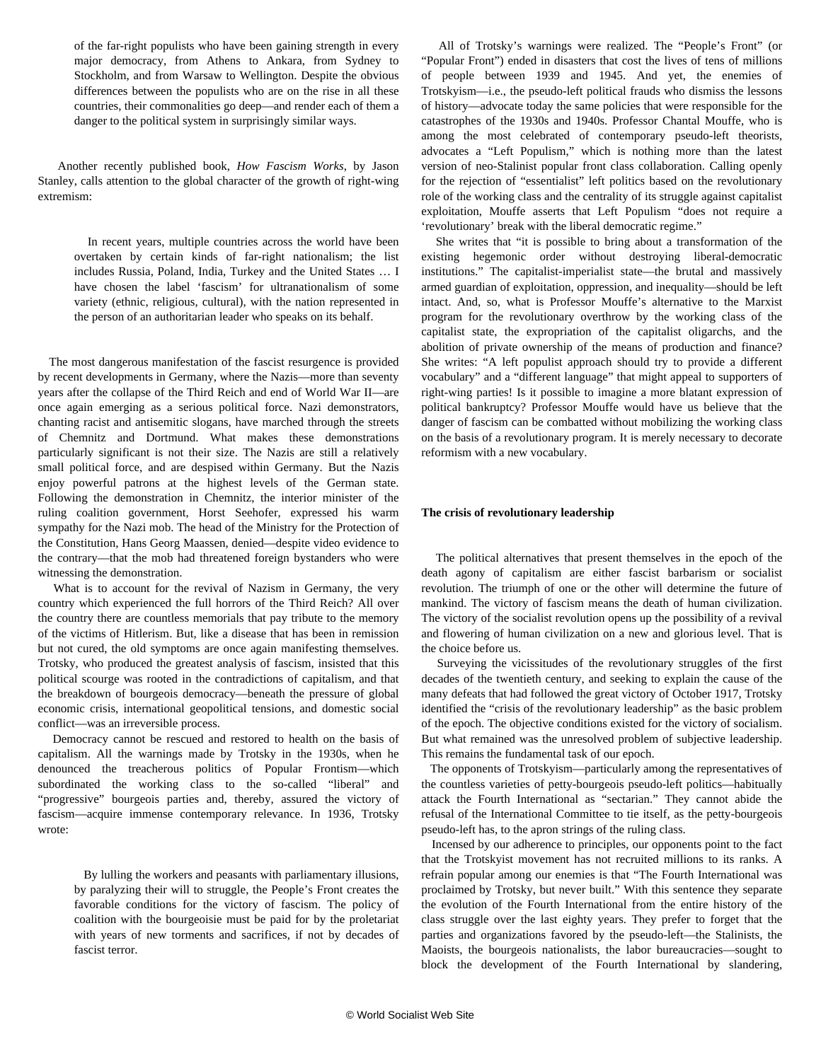of the far-right populists who have been gaining strength in every major democracy, from Athens to Ankara, from Sydney to Stockholm, and from Warsaw to Wellington. Despite the obvious differences between the populists who are on the rise in all these countries, their commonalities go deep—and render each of them a danger to the political system in surprisingly similar ways.

Another recently published book, *How Fascism Works*, by Jason Stanley, calls attention to the global character of the growth of right-wing extremism:

> In recent years, multiple countries across the world have been overtaken by certain kinds of far-right nationalism; the list includes Russia, Poland, India, Turkey and the United States … I have chosen the label 'fascism' for ultranationalism of some variety (ethnic, religious, cultural), with the nation represented in the person of an authoritarian leader who speaks on its behalf.

The most dangerous manifestation of the fascist resurgence is provided by recent developments in Germany, where the Nazis—more than seventy years after the collapse of the Third Reich and end of World War II—are once again emerging as a serious political force. Nazi demonstrators, chanting racist and antisemitic slogans, have marched through the streets of Chemnitz and Dortmund. What makes these demonstrations particularly significant is not their size. The Nazis are still a relatively small political force, and are despised within Germany. But the Nazis enjoy powerful patrons at the highest levels of the German state. Following the demonstration in Chemnitz, the interior minister of the ruling coalition government, Horst Seehofer, expressed his warm sympathy for the Nazi mob. The head of the Ministry for the Protection of the Constitution, Hans Georg Maassen, denied—despite video evidence to the contrary—that the mob had threatened foreign bystanders who were witnessing the demonstration.

What is to account for the revival of Nazism in Germany, the very country which experienced the full horrors of the Third Reich? All over the country there are countless memorials that pay tribute to the memory of the victims of Hitlerism. But, like a disease that has been in remission but not cured, the old symptoms are once again manifesting themselves. Trotsky, who produced the greatest analysis of fascism, insisted that this political scourge was rooted in the contradictions of capitalism, and that the breakdown of bourgeois democracy—beneath the pressure of global economic crisis, international geopolitical tensions, and domestic social conflict—was an irreversible process.

Democracy cannot be rescued and restored to health on the basis of capitalism. All the warnings made by Trotsky in the 1930s, when he denounced the treacherous politics of Popular Frontism—which subordinated the working class to the so-called "liberal" and "progressive" bourgeois parties and, thereby, assured the victory of fascism—acquire immense contemporary relevance. In 1936, Trotsky wrote:

> By lulling the workers and peasants with parliamentary illusions, by paralyzing their will to struggle, the People's Front creates the favorable conditions for the victory of fascism. The policy of coalition with the bourgeoisie must be paid for by the proletariat with years of new torments and sacrifices, if not by decades of fascist terror.

All of Trotsky's warnings were realized. The "People's Front" (or "Popular Front") ended in disasters that cost the lives of tens of millions of people between 1939 and 1945. And yet, the enemies of Trotskyism—i.e., the pseudo-left political frauds who dismiss the lessons of history—advocate today the same policies that were responsible for the catastrophes of the 1930s and 1940s. Professor Chantal Mouffe, who is among the most celebrated of contemporary pseudo-left theorists, advocates a "Left Populism," which is nothing more than the latest version of neo-Stalinist popular front class collaboration. Calling openly for the rejection of "essentialist" left politics based on the revolutionary role of the working class and the centrality of its struggle against capitalist exploitation, Mouffe asserts that Left Populism "does not require a 'revolutionary' break with the liberal democratic regime."

She writes that "it is possible to bring about a transformation of the existing hegemonic order without destroying liberal-democratic institutions." The capitalist-imperialist state—the brutal and massively armed guardian of exploitation, oppression, and inequality—should be left intact. And, so, what is Professor Mouffe's alternative to the Marxist program for the revolutionary overthrow by the working class of the capitalist state, the expropriation of the capitalist oligarchs, and the abolition of private ownership of the means of production and finance? She writes: "A left populist approach should try to provide a different vocabulary" and a "different language" that might appeal to supporters of right-wing parties! Is it possible to imagine a more blatant expression of political bankruptcy? Professor Mouffe would have us believe that the danger of fascism can be combatted without mobilizing the working class on the basis of a revolutionary program. It is merely necessary to decorate reformism with a new vocabulary.

**The crisis of revolutionary leadership**

The political alternatives that present themselves in the epoch of the death agony of capitalism are either fascist barbarism or socialist revolution. The triumph of one or the other will determine the future of mankind. The victory of fascism means the death of human civilization. The victory of the socialist revolution opens up the possibility of a revival and flowering of human civilization on a new and glorious level. That is the choice before us.

Surveying the vicissitudes of the revolutionary struggles of the first decades of the twentieth century, and seeking to explain the cause of the many defeats that had followed the great victory of October 1917, Trotsky identified the "crisis of the revolutionary leadership" as the basic problem of the epoch. The objective conditions existed for the victory of socialism. But what remained was the unresolved problem of subjective leadership. This remains the fundamental task of our epoch.

The opponents of Trotskyism—particularly among the representatives of the countless varieties of petty-bourgeois pseudo-left politics—habitually attack the Fourth International as "sectarian." They cannot abide the refusal of the International Committee to tie itself, as the petty-bourgeois pseudo-left has, to the apron strings of the ruling class.

Incensed by our adherence to principles, our opponents point to the fact that the Trotskyist movement has not recruited millions to its ranks. A refrain popular among our enemies is that "The Fourth International was proclaimed by Trotsky, but never built." With this sentence they separate the evolution of the Fourth International from the entire history of the class struggle over the last eighty years. They prefer to forget that the parties and organizations favored by the pseudo-left—the Stalinists, the Maoists, the bourgeois nationalists, the labor bureaucracies—sought to block the development of the Fourth International by slandering,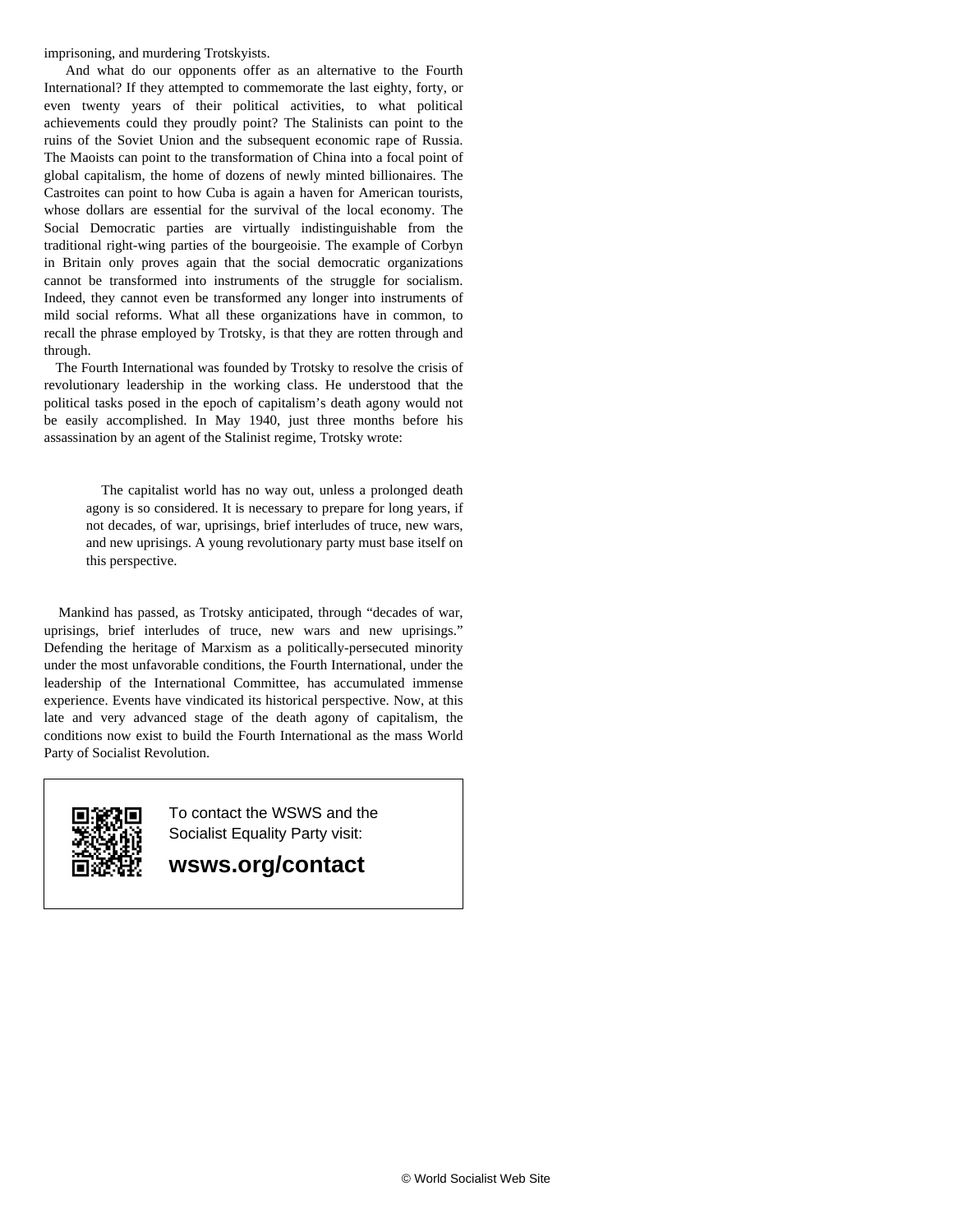imprisoning, and murdering Trotskyists.

And what do our opponents offer as an alternative to the Fourth International? If they attempted to commemorate the last eighty, forty, or even twenty years of their political activities, to what political achievements could they proudly point? The Stalinists can point to the ruins of the Soviet Union and the subsequent economic rape of Russia. The Maoists can point to the transformation of China into a focal point of global capitalism, the home of dozens of newly minted billionaires. The Castroites can point to how Cuba is again a haven for American tourists, whose dollars are essential for the survival of the local economy. The Social Democratic parties are virtually indistinguishable from the traditional right-wing parties of the bourgeoisie. The example of Corbyn in Britain only proves again that the social democratic organizations cannot be transformed into instruments of the struggle for socialism. Indeed, they cannot even be transformed any longer into instruments of mild social reforms. What all these organizations have in common, to recall the phrase employed by Trotsky, is that they are rotten through and through.

The Fourth International was founded by Trotsky to resolve the crisis of revolutionary leadership in the working class. He understood that the political tasks posed in the epoch of capitalism's death agony would not be easily accomplished. In May 1940, just three months before his assassination by an agent of the Stalinist regime, Trotsky wrote:

> The capitalist world has no way out, unless a prolonged death agony is so considered. It is necessary to prepare for long years, if not decades, of war, uprisings, brief interludes of truce, new wars, and new uprisings. A young revolutionary party must base itself on this perspective.

Mankind has passed, as Trotsky anticipated, through "decades of war, uprisings, brief interludes of truce, new wars and new uprisings." Defending the heritage of Marxism as a politically-persecuted minority under the most unfavorable conditions, the Fourth International, under the leadership of the International Committee, has accumulated immense experience. Events have vindicated its historical perspective. Now, at this late and very advanced stage of the death agony of capitalism, the conditions now exist to build the Fourth International as the mass World Party of Socialist Revolution.

To contact the WSWS and the Socialist Equality Party visit:

**wsws.org/contact**